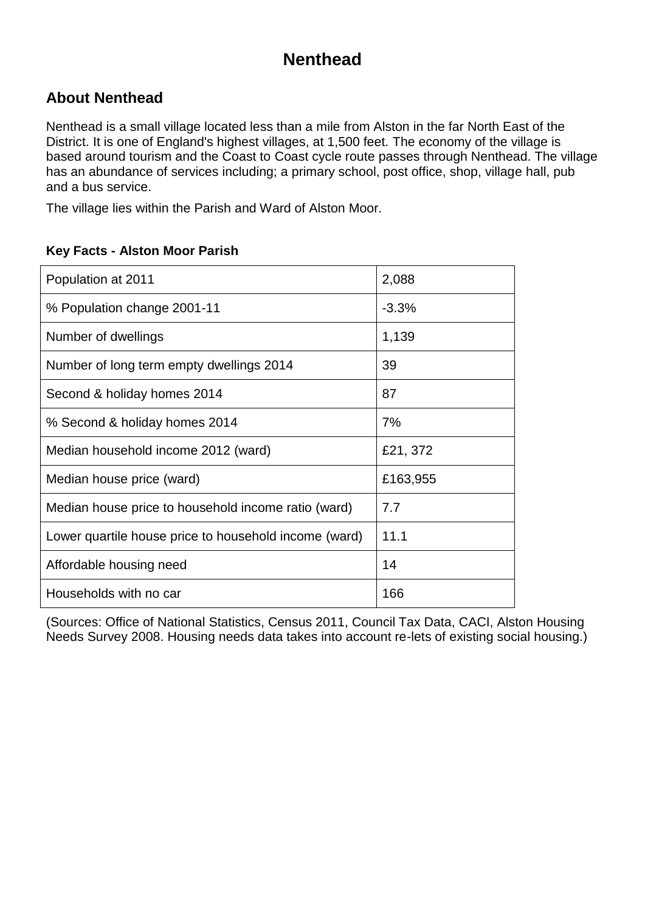# Nenthead

## About Nenthead

Nenthead is a small village located less than a mile from Alston in the far North East of the District. It is one of England's highest villages, at 1,500 feet. The economy of the village is based around tourism and the Coast to Coast cycle route passes through Nenthead. The village has an abundance of services including; a primary school, post office, shop, village hall, pub and a bus service.

The village lies within the Parish and Ward of Alston Moor.

**Key Facts - Alston Moor Parish**

| | |
|---|---|
| Population at 2011 | 2,088 |
| % Population change 2001-11 | -3.3% |
| Number of dwellings | 1,139 |
| Number of long term empty dwellings 2014 | 39 |
| Second & holiday homes 2014 | 87 |
| % Second & holiday homes 2014 | 7% |
| Median household income 2012 (ward) | £21, 372 |
| Median house price (ward) | £163,955 |
| Median house price to household income ratio (ward) | 7.7 |
| Lower quartile house price to household income (ward) | 11.1 |
| Affordable housing need | 14 |
| Households with no car | 166 |

(Sources: Office of National Statistics, Census 2011, Council Tax Data, CACI, Alston Housing Needs Survey 2008. Housing needs data takes into account re-lets of existing social housing.)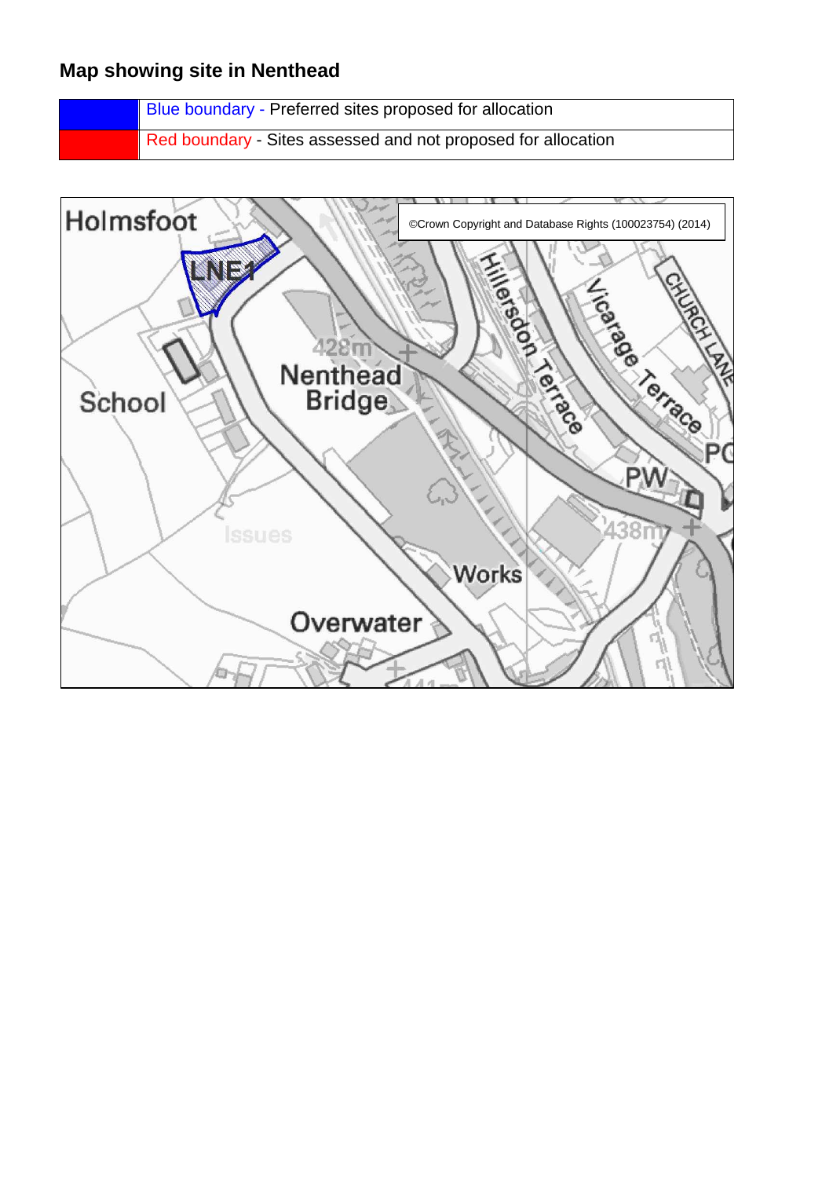## Map showing site in Nenthead

| | |
|---|---|
| | Blue boundary - Preferred sites proposed for allocation |
| | Red boundary - Sites assessed and not proposed for allocation |

©Crown Copyright and Database Rights (100023754) (2014)

Holmsfoot

LNE1

School

428m

Nenthead Bridge

Hillersdon Terrace

Vicarage Terrace

CHURCH LANE

PO

PW

438m

Issues

Works

Overwater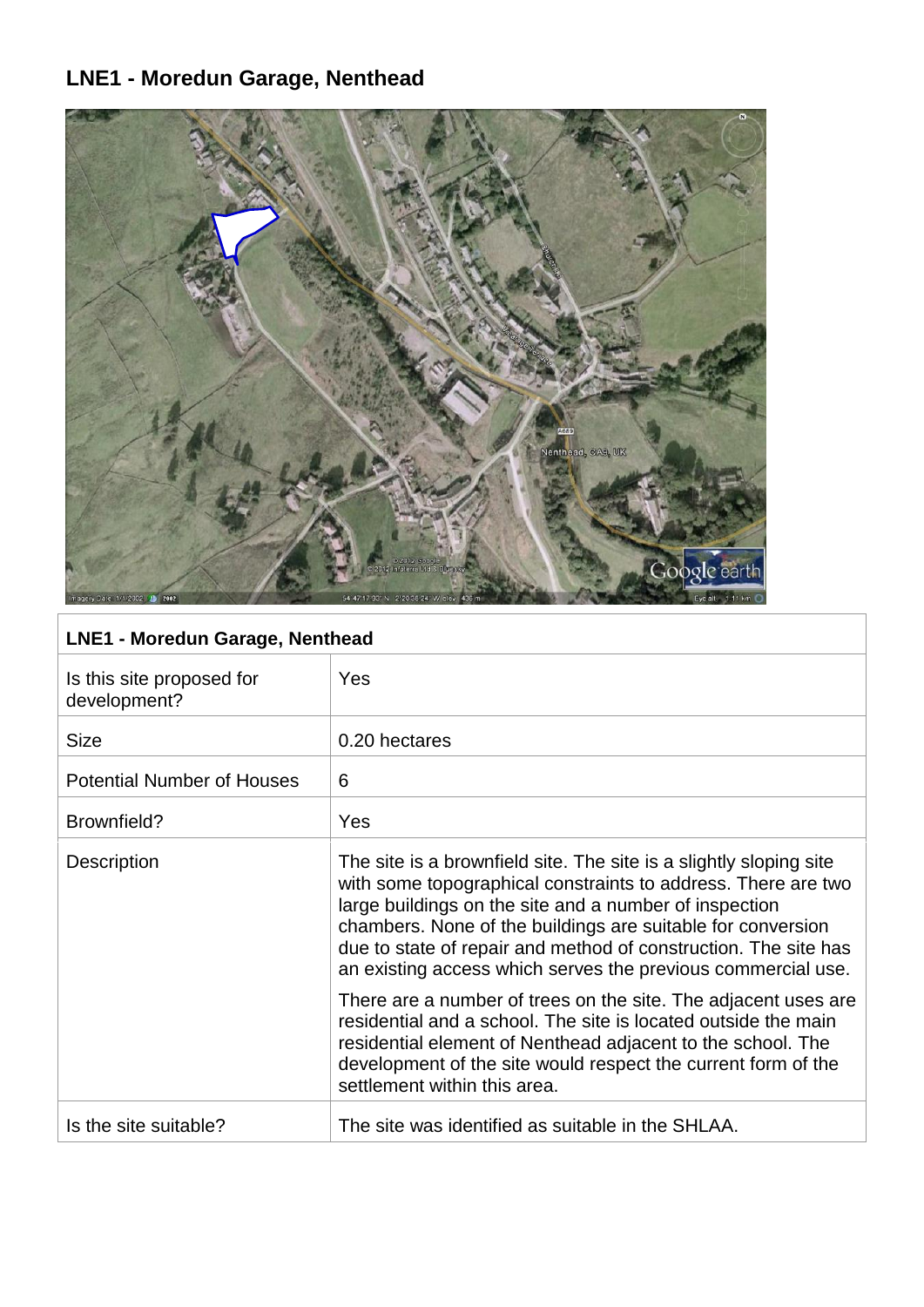## LNE1 - Moredun Garage, Nenthead

| LNE1 - Moredun Garage, Nenthead | |
|---|---|
| Is this site proposed for development? | Yes |
| Size | 0.20 hectares |
| Potential Number of Houses | 6 |
| Brownfield? | Yes |
| Description | The site is a brownfield site. The site is a slightly sloping site with some topographical constraints to address. There are two large buildings on the site and a number of inspection chambers. None of the buildings are suitable for conversion due to state of repair and method of construction. The site has an existing access which serves the previous commercial use.<br><br>There are a number of trees on the site. The adjacent uses are residential and a school. The site is located outside the main residential element of Nenthead adjacent to the school. The development of the site would respect the current form of the settlement within this area. |
| Is the site suitable? | The site was identified as suitable in the SHLAA. |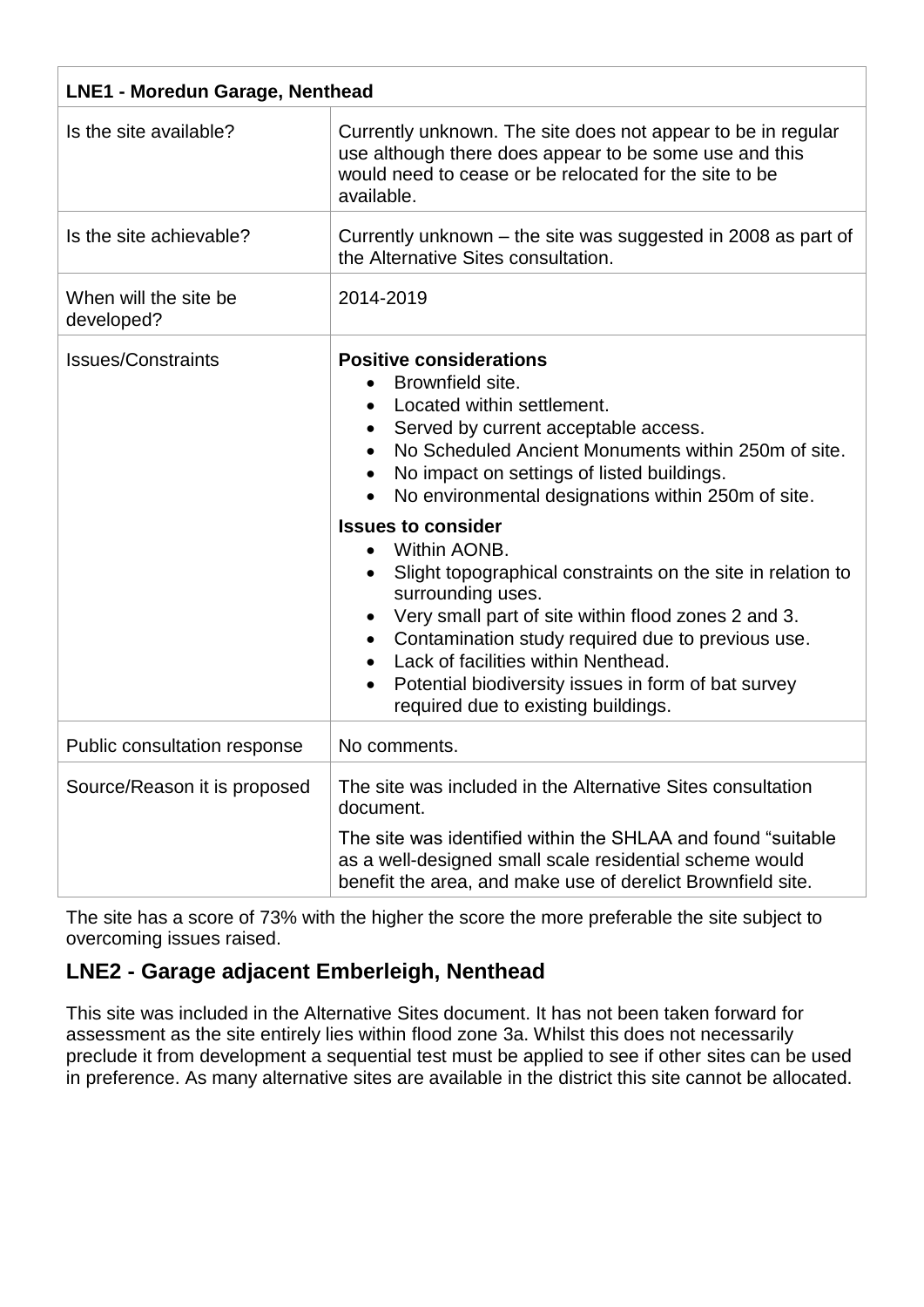| LNE1 - Moredun Garage, Nenthead | |
|---|---|
| Is the site available? | Currently unknown. The site does not appear to be in regular use although there does appear to be some use and this would need to cease or be relocated for the site to be available. |
| Is the site achievable? | Currently unknown – the site was suggested in 2008 as part of the Alternative Sites consultation. |
| When will the site be developed? | 2014-2019 |
| Issues/Constraints | **Positive considerations**<br>• Brownfield site.<br>• Located within settlement.<br>• Served by current acceptable access.<br>• No Scheduled Ancient Monuments within 250m of site.<br>• No impact on settings of listed buildings.<br>• No environmental designations within 250m of site.<br>**Issues to consider**<br>• Within AONB.<br>• Slight topographical constraints on the site in relation to surrounding uses.<br>• Very small part of site within flood zones 2 and 3.<br>• Contamination study required due to previous use.<br>• Lack of facilities within Nenthead.<br>• Potential biodiversity issues in form of bat survey required due to existing buildings. |
| Public consultation response | No comments. |
| Source/Reason it is proposed | The site was included in the Alternative Sites consultation document.<br>The site was identified within the SHLAA and found "suitable as a well-designed small scale residential scheme would benefit the area, and make use of derelict Brownfield site. |

The site has a score of 73% with the higher the score the more preferable the site subject to overcoming issues raised.

## LNE2 - Garage adjacent Emberleigh, Nenthead

This site was included in the Alternative Sites document. It has not been taken forward for assessment as the site entirely lies within flood zone 3a. Whilst this does not necessarily preclude it from development a sequential test must be applied to see if other sites can be used in preference. As many alternative sites are available in the district this site cannot be allocated.